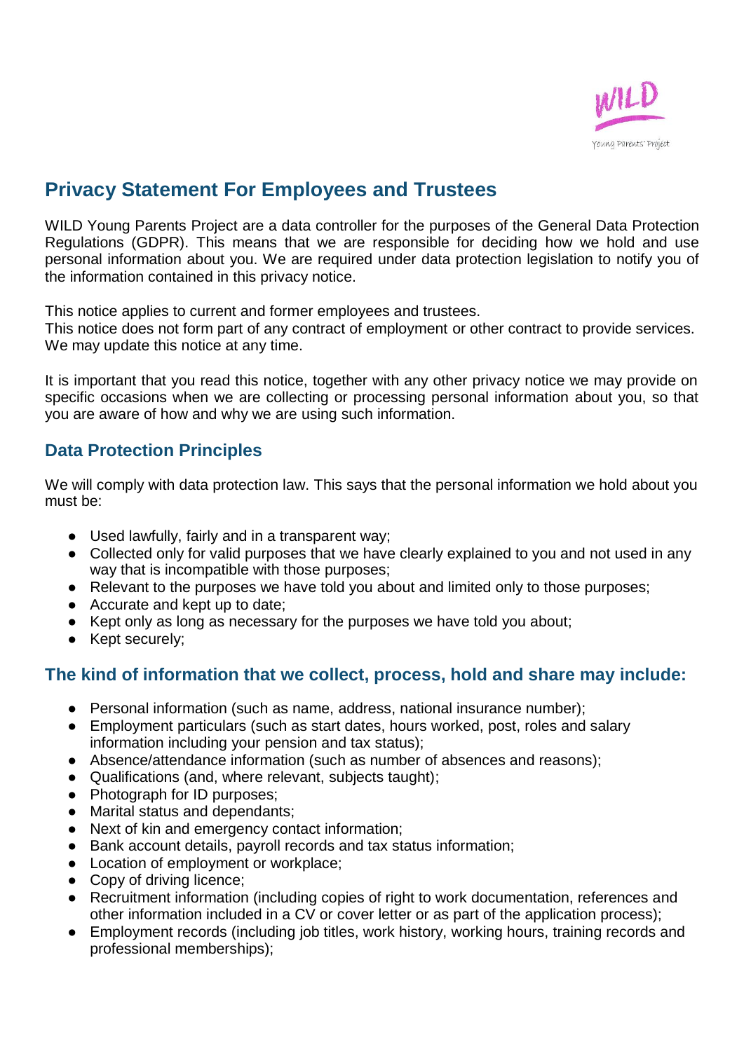# Privacy Statement For Employees and Trustees

WILD Young Parents Project are a data controller for the purposes of the General Data Protection Regulations (GDPR). This means that we are responsible for deciding how we hold and use personal information about you. We are required under data protection legislation to notify you of the information contained in this privacy notice.

This notice applies to current and former employees and trustees.
This notice does not form part of any contract of employment or other contract to provide services. We may update this notice at any time.

It is important that you read this notice, together with any other privacy notice we may provide on specific occasions when we are collecting or processing personal information about you, so that you are aware of how and why we are using such information.

## Data Protection Principles

We will comply with data protection law. This says that the personal information we hold about you must be:

- Used lawfully, fairly and in a transparent way;
- Collected only for valid purposes that we have clearly explained to you and not used in any way that is incompatible with those purposes;
- Relevant to the purposes we have told you about and limited only to those purposes;
- Accurate and kept up to date;
- Kept only as long as necessary for the purposes we have told you about;
- Kept securely;

## The kind of information that we collect, process, hold and share may include:

- Personal information (such as name, address, national insurance number);
- Employment particulars (such as start dates, hours worked, post, roles and salary information including your pension and tax status);
- Absence/attendance information (such as number of absences and reasons);
- Qualifications (and, where relevant, subjects taught);
- Photograph for ID purposes;
- Marital status and dependants;
- Next of kin and emergency contact information;
- Bank account details, payroll records and tax status information;
- Location of employment or workplace;
- Copy of driving licence;
- Recruitment information (including copies of right to work documentation, references and other information included in a CV or cover letter or as part of the application process);
- Employment records (including job titles, work history, working hours, training records and professional memberships);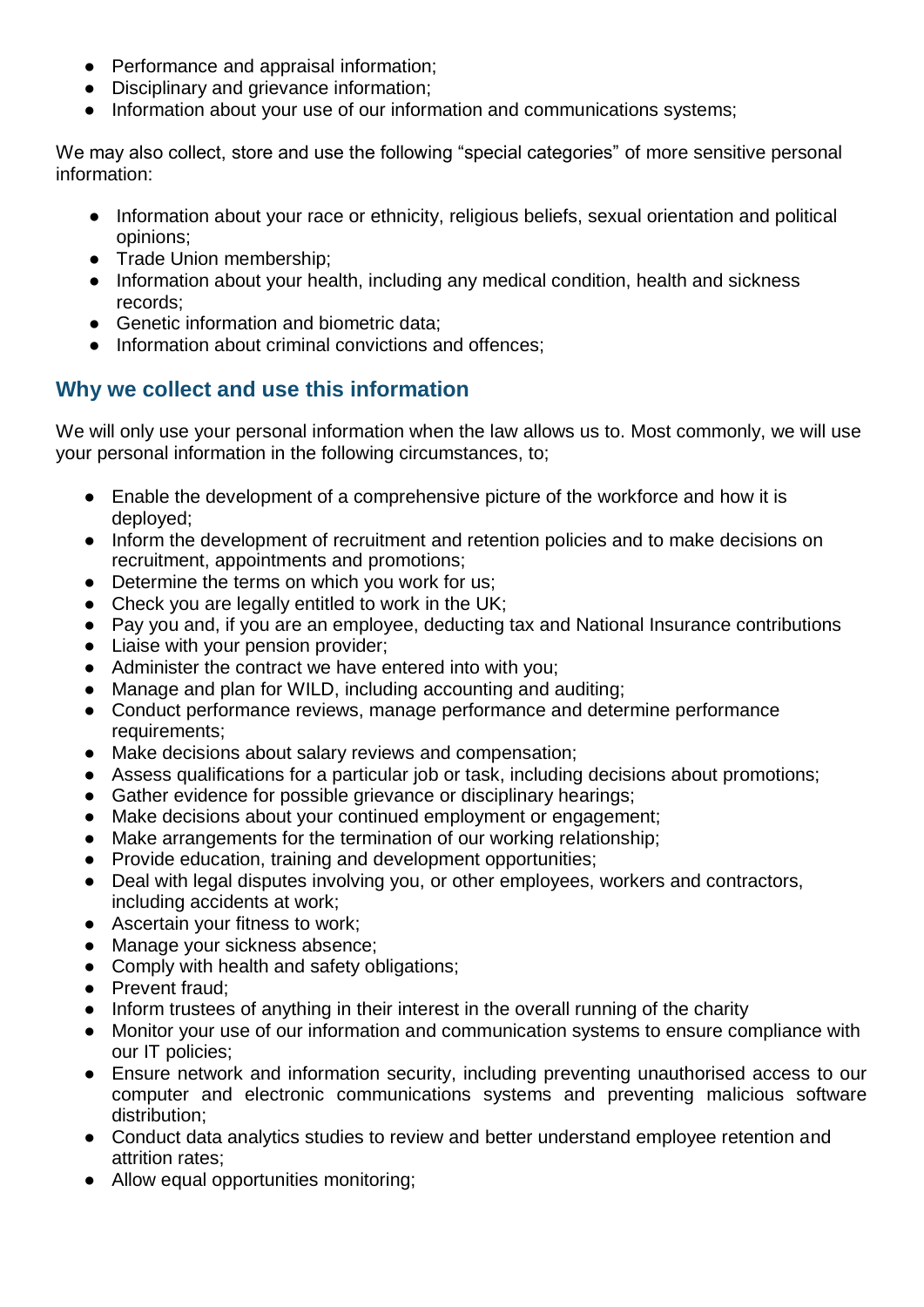- Performance and appraisal information;
- Disciplinary and grievance information;
- Information about your use of our information and communications systems;

We may also collect, store and use the following "special categories" of more sensitive personal information:

- Information about your race or ethnicity, religious beliefs, sexual orientation and political opinions;
- Trade Union membership;
- Information about your health, including any medical condition, health and sickness records;
- Genetic information and biometric data;
- Information about criminal convictions and offences;

## Why we collect and use this information

We will only use your personal information when the law allows us to. Most commonly, we will use your personal information in the following circumstances, to;

- Enable the development of a comprehensive picture of the workforce and how it is deployed;
- Inform the development of recruitment and retention policies and to make decisions on recruitment, appointments and promotions;
- Determine the terms on which you work for us;
- Check you are legally entitled to work in the UK;
- Pay you and, if you are an employee, deducting tax and National Insurance contributions
- Liaise with your pension provider;
- Administer the contract we have entered into with you;
- Manage and plan for WILD, including accounting and auditing;
- Conduct performance reviews, manage performance and determine performance requirements;
- Make decisions about salary reviews and compensation;
- Assess qualifications for a particular job or task, including decisions about promotions;
- Gather evidence for possible grievance or disciplinary hearings;
- Make decisions about your continued employment or engagement;
- Make arrangements for the termination of our working relationship;
- Provide education, training and development opportunities;
- Deal with legal disputes involving you, or other employees, workers and contractors, including accidents at work;
- Ascertain your fitness to work;
- Manage your sickness absence;
- Comply with health and safety obligations;
- Prevent fraud;
- Inform trustees of anything in their interest in the overall running of the charity
- Monitor your use of our information and communication systems to ensure compliance with our IT policies;
- Ensure network and information security, including preventing unauthorised access to our computer and electronic communications systems and preventing malicious software distribution;
- Conduct data analytics studies to review and better understand employee retention and attrition rates;
- Allow equal opportunities monitoring;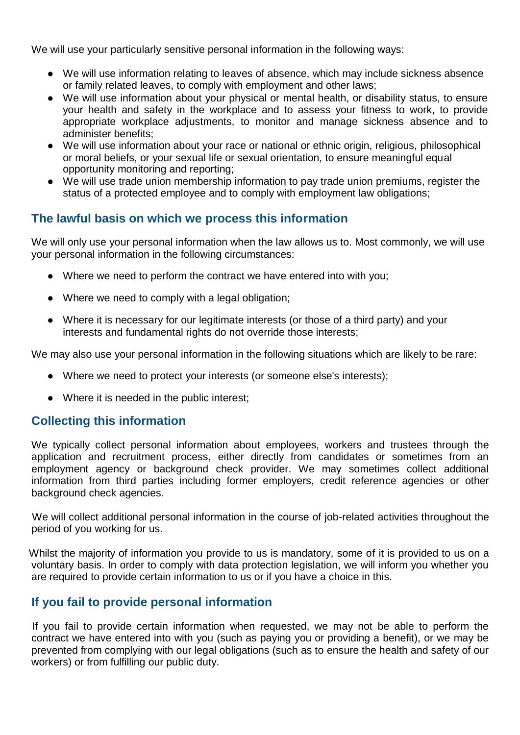We will use your particularly sensitive personal information in the following ways:

- We will use information relating to leaves of absence, which may include sickness absence or family related leaves, to comply with employment and other laws;
- We will use information about your physical or mental health, or disability status, to ensure your health and safety in the workplace and to assess your fitness to work, to provide appropriate workplace adjustments, to monitor and manage sickness absence and to administer benefits;
- We will use information about your race or national or ethnic origin, religious, philosophical or moral beliefs, or your sexual life or sexual orientation, to ensure meaningful equal opportunity monitoring and reporting;
- We will use trade union membership information to pay trade union premiums, register the status of a protected employee and to comply with employment law obligations;

## The lawful basis on which we process this information

We will only use your personal information when the law allows us to. Most commonly, we will use your personal information in the following circumstances:

- Where we need to perform the contract we have entered into with you;
- Where we need to comply with a legal obligation;
- Where it is necessary for our legitimate interests (or those of a third party) and your interests and fundamental rights do not override those interests;

We may also use your personal information in the following situations which are likely to be rare:

- Where we need to protect your interests (or someone else's interests);
- Where it is needed in the public interest;

## Collecting this information

We typically collect personal information about employees, workers and trustees through the application and recruitment process, either directly from candidates or sometimes from an employment agency or background check provider. We may sometimes collect additional information from third parties including former employers, credit reference agencies or other background check agencies.

We will collect additional personal information in the course of job-related activities throughout the period of you working for us.

Whilst the majority of information you provide to us is mandatory, some of it is provided to us on a voluntary basis. In order to comply with data protection legislation, we will inform you whether you are required to provide certain information to us or if you have a choice in this.

## If you fail to provide personal information

If you fail to provide certain information when requested, we may not be able to perform the contract we have entered into with you (such as paying you or providing a benefit), or we may be prevented from complying with our legal obligations (such as to ensure the health and safety of our workers) or from fulfilling our public duty.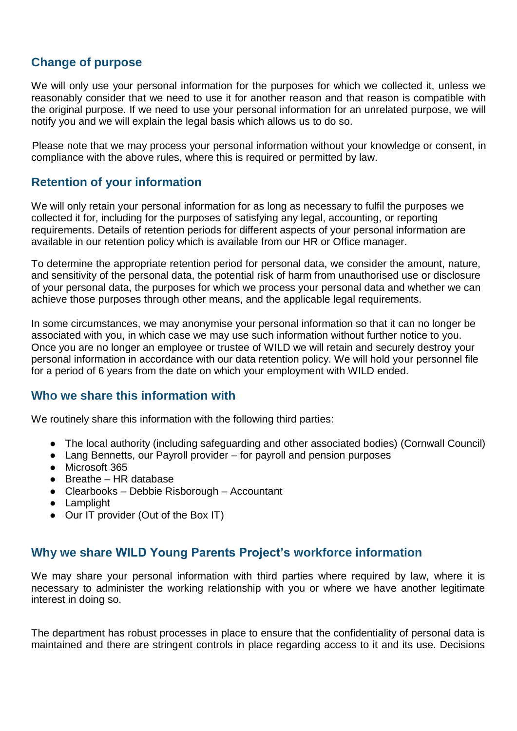## Change of purpose

We will only use your personal information for the purposes for which we collected it, unless we reasonably consider that we need to use it for another reason and that reason is compatible with the original purpose. If we need to use your personal information for an unrelated purpose, we will notify you and we will explain the legal basis which allows us to do so.

Please note that we may process your personal information without your knowledge or consent, in compliance with the above rules, where this is required or permitted by law.

## Retention of your information

We will only retain your personal information for as long as necessary to fulfil the purposes we collected it for, including for the purposes of satisfying any legal, accounting, or reporting requirements. Details of retention periods for different aspects of your personal information are available in our retention policy which is available from our HR or Office manager.

To determine the appropriate retention period for personal data, we consider the amount, nature, and sensitivity of the personal data, the potential risk of harm from unauthorised use or disclosure of your personal data, the purposes for which we process your personal data and whether we can achieve those purposes through other means, and the applicable legal requirements.

In some circumstances, we may anonymise your personal information so that it can no longer be associated with you, in which case we may use such information without further notice to you. Once you are no longer an employee or trustee of WILD we will retain and securely destroy your personal information in accordance with our data retention policy. We will hold your personnel file for a period of 6 years from the date on which your employment with WILD ended.

## Who we share this information with

We routinely share this information with the following third parties:

- The local authority (including safeguarding and other associated bodies) (Cornwall Council)
- Lang Bennetts, our Payroll provider – for payroll and pension purposes
- Microsoft 365
- Breathe – HR database
- Clearbooks – Debbie Risborough – Accountant
- Lamplight
- Our IT provider (Out of the Box IT)

## Why we share WILD Young Parents Project's workforce information

We may share your personal information with third parties where required by law, where it is necessary to administer the working relationship with you or where we have another legitimate interest in doing so.

The department has robust processes in place to ensure that the confidentiality of personal data is maintained and there are stringent controls in place regarding access to it and its use. Decisions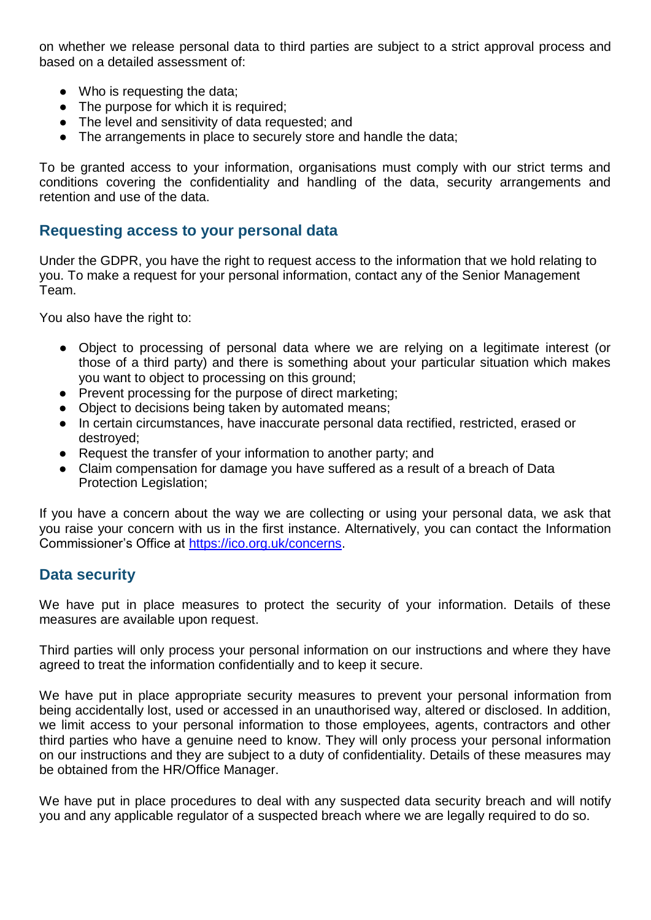on whether we release personal data to third parties are subject to a strict approval process and based on a detailed assessment of:

- Who is requesting the data;
- The purpose for which it is required;
- The level and sensitivity of data requested; and
- The arrangements in place to securely store and handle the data;

To be granted access to your information, organisations must comply with our strict terms and conditions covering the confidentiality and handling of the data, security arrangements and retention and use of the data.

## Requesting access to your personal data

Under the GDPR, you have the right to request access to the information that we hold relating to you. To make a request for your personal information, contact any of the Senior Management Team.

You also have the right to:

- Object to processing of personal data where we are relying on a legitimate interest (or those of a third party) and there is something about your particular situation which makes you want to object to processing on this ground;
- Prevent processing for the purpose of direct marketing;
- Object to decisions being taken by automated means;
- In certain circumstances, have inaccurate personal data rectified, restricted, erased or destroyed;
- Request the transfer of your information to another party; and
- Claim compensation for damage you have suffered as a result of a breach of Data Protection Legislation;

If you have a concern about the way we are collecting or using your personal data, we ask that you raise your concern with us in the first instance. Alternatively, you can contact the Information Commissioner's Office at [https://ico.org.uk/concerns](https://ico.org.uk/concerns).

## Data security

We have put in place measures to protect the security of your information. Details of these measures are available upon request.

Third parties will only process your personal information on our instructions and where they have agreed to treat the information confidentially and to keep it secure.

We have put in place appropriate security measures to prevent your personal information from being accidentally lost, used or accessed in an unauthorised way, altered or disclosed. In addition, we limit access to your personal information to those employees, agents, contractors and other third parties who have a genuine need to know. They will only process your personal information on our instructions and they are subject to a duty of confidentiality. Details of these measures may be obtained from the HR/Office Manager.

We have put in place procedures to deal with any suspected data security breach and will notify you and any applicable regulator of a suspected breach where we are legally required to do so.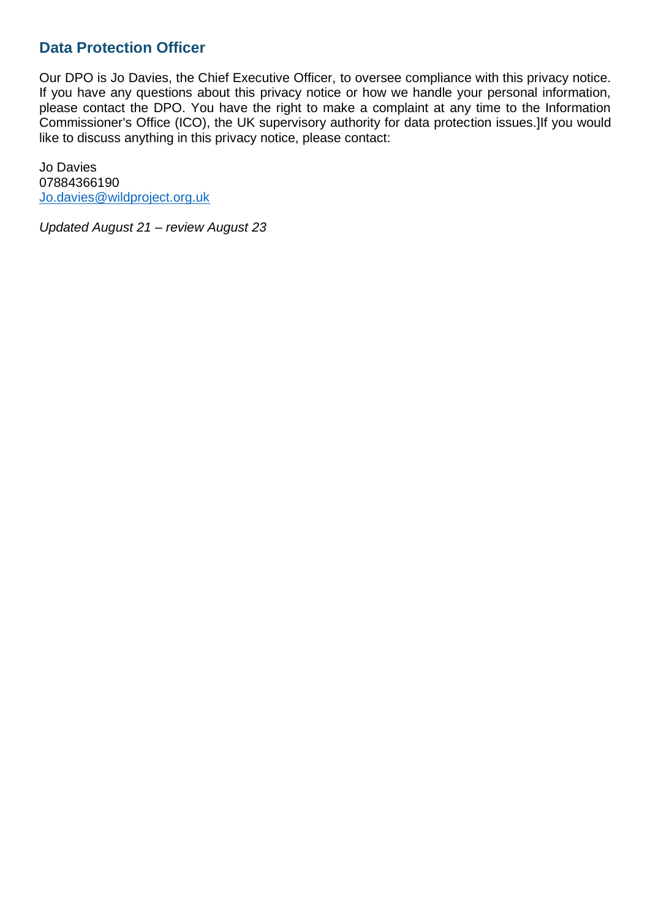## Data Protection Officer

Our DPO is Jo Davies, the Chief Executive Officer, to oversee compliance with this privacy notice. If you have any questions about this privacy notice or how we handle your personal information, please contact the DPO. You have the right to make a complaint at any time to the Information Commissioner's Office (ICO), the UK supervisory authority for data protection issues.]If you would like to discuss anything in this privacy notice, please contact:

Jo Davies
07884366190
Jo.davies@wildproject.org.uk

*Updated August 21 – review August 23*